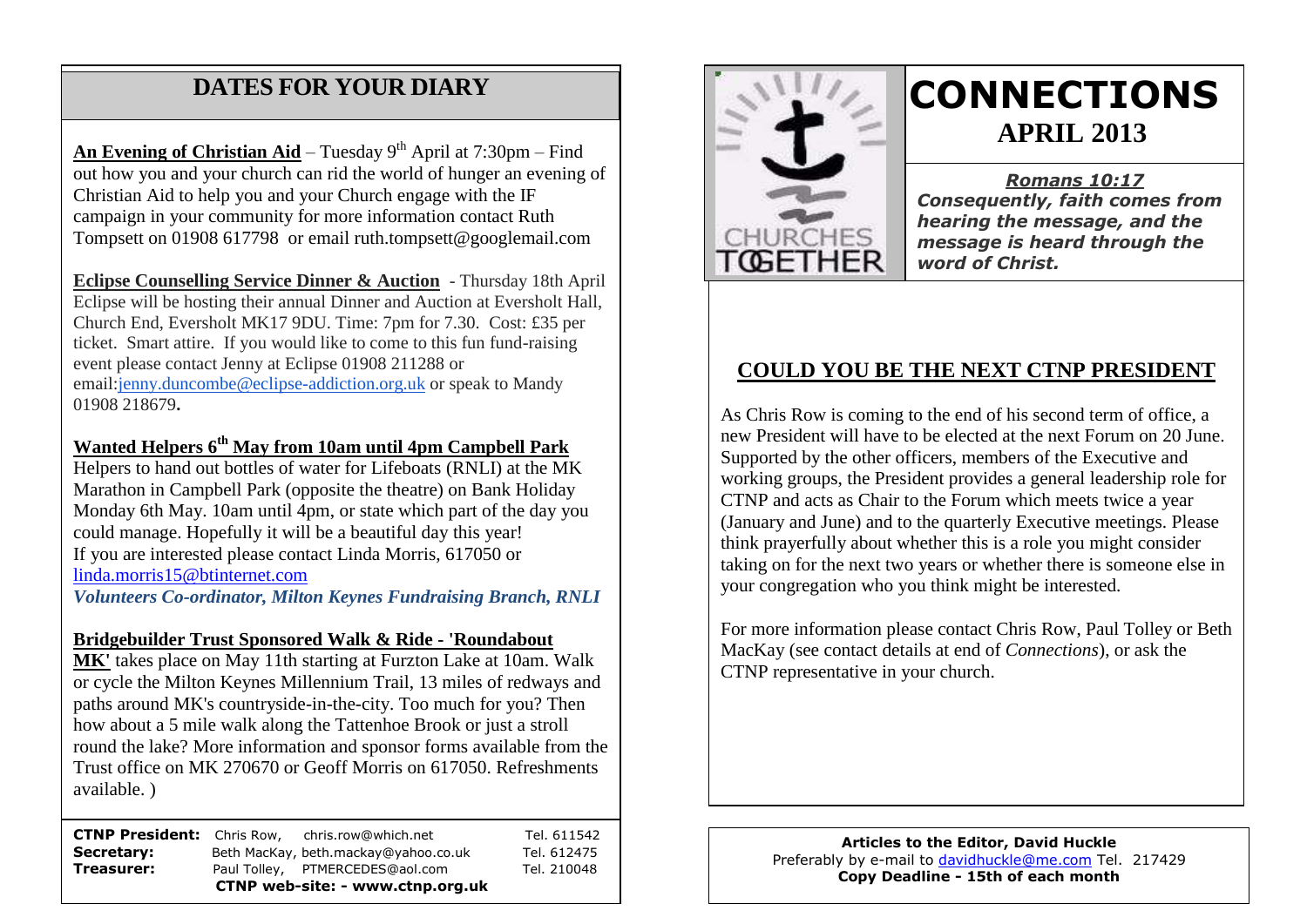## DATES FOR YOUR DIARY

**An Evening of Christian Aid** – Tuesday 9th April at 7:30pm – Find out how you and your church can rid the world of hunger an evening of Christian Aid to help you and your Church engage with the IF campaign in your community for more information contact Ruth Tompsett on 01908 617798 or email ruth.tompsett@googlemail.com

**Eclipse Counselling Service Dinner & Auction** - Thursday 18th April Eclipse will be hosting their annual Dinner and Auction at Eversholt Hall, Church End, Eversholt MK17 9DU. Time: 7pm for 7.30. Cost: £35 per ticket. Smart attire. If you would like to come to this fun fund-raising event please contact Jenny at Eclipse 01908 211288 or email:jenny.duncombe@eclipse-addiction.org.uk or speak to Mandy 01908 218679.

**Wanted Helpers 6th May from 10am until 4pm Campbell Park**
Helpers to hand out bottles of water for Lifeboats (RNLI) at the MK Marathon in Campbell Park (opposite the theatre) on Bank Holiday Monday 6th May. 10am until 4pm, or state which part of the day you could manage. Hopefully it will be a beautiful day this year!
If you are interested please contact Linda Morris, 617050 or linda.morris15@btinternet.com
*Volunteers Co-ordinator, Milton Keynes Fundraising Branch, RNLI*

**Bridgebuilder Trust Sponsored Walk & Ride - 'Roundabout MK'** takes place on May 11th starting at Furzton Lake at 10am. Walk or cycle the Milton Keynes Millennium Trail, 13 miles of redways and paths around MK's countryside-in-the-city. Too much for you? Then how about a 5 mile walk along the Tattenhoe Brook or just a stroll round the lake? More information and sponsor forms available from the Trust office on MK 270670 or Geoff Morris on 617050. Refreshments available. )

| | | |
|---|---|---|
| **CTNP President:** | Chris Row, chris.row@which.net | Tel. 611542 |
| **Secretary:** | Beth MacKay, beth.mackay@yahoo.co.uk | Tel. 612475 |
| **Treasurer:** | Paul Tolley, PTMERCEDES@aol.com | Tel. 210048 |

**CTNP web-site: - www.ctnp.org.uk**

# CONNECTIONS
## APRIL 2013

***Romans 10:17***
***Consequently, faith comes from hearing the message, and the message is heard through the word of Christ.***

## COULD YOU BE THE NEXT CTNP PRESIDENT

As Chris Row is coming to the end of his second term of office, a new President will have to be elected at the next Forum on 20 June. Supported by the other officers, members of the Executive and working groups, the President provides a general leadership role for CTNP and acts as Chair to the Forum which meets twice a year (January and June) and to the quarterly Executive meetings. Please think prayerfully about whether this is a role you might consider taking on for the next two years or whether there is someone else in your congregation who you think might be interested.

For more information please contact Chris Row, Paul Tolley or Beth MacKay (see contact details at end of *Connections*), or ask the CTNP representative in your church.

**Articles to the Editor, David Huckle**
Preferably by e-mail to davidhuckle@me.com Tel. 217429
**Copy Deadline - 15th of each month**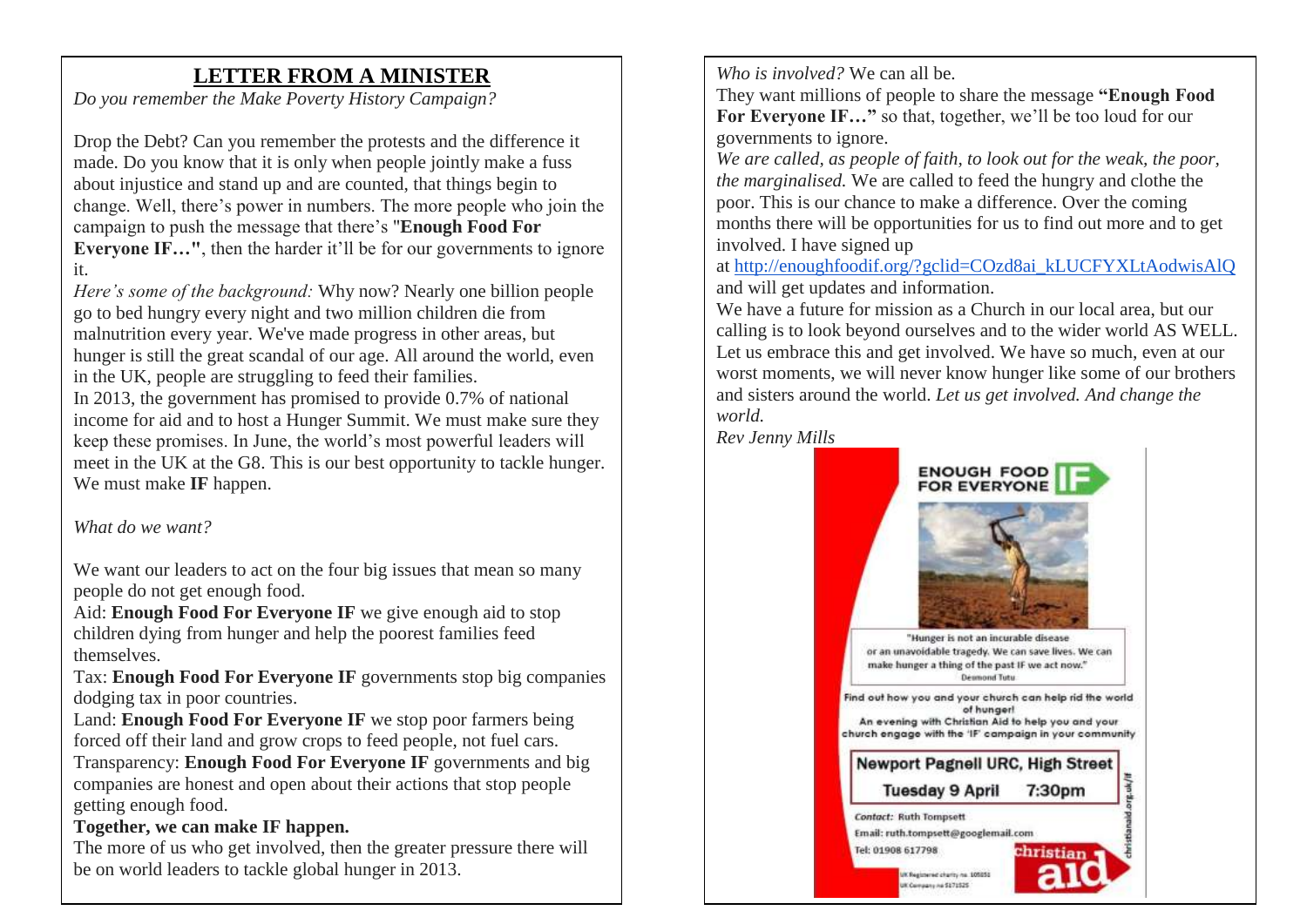# LETTER FROM A MINISTER

*Do you remember the Make Poverty History Campaign?*

Drop the Debt? Can you remember the protests and the difference it made. Do you know that it is only when people jointly make a fuss about injustice and stand up and are counted, that things begin to change. Well, there's power in numbers. The more people who join the campaign to push the message that there's "**Enough Food For Everyone IF…"**, then the harder it'll be for our governments to ignore it.

*Here's some of the background:* Why now? Nearly one billion people go to bed hungry every night and two million children die from malnutrition every year. We've made progress in other areas, but hunger is still the great scandal of our age. All around the world, even in the UK, people are struggling to feed their families.

In 2013, the government has promised to provide 0.7% of national income for aid and to host a Hunger Summit. We must make sure they keep these promises. In June, the world's most powerful leaders will meet in the UK at the G8. This is our best opportunity to tackle hunger. We must make **IF** happen.

*What do we want?*

We want our leaders to act on the four big issues that mean so many people do not get enough food.

Aid: **Enough Food For Everyone IF** we give enough aid to stop children dying from hunger and help the poorest families feed themselves.

Tax: **Enough Food For Everyone IF** governments stop big companies dodging tax in poor countries.

Land: **Enough Food For Everyone IF** we stop poor farmers being forced off their land and grow crops to feed people, not fuel cars.

Transparency: **Enough Food For Everyone IF** governments and big companies are honest and open about their actions that stop people getting enough food.

**Together, we can make IF happen.**

The more of us who get involved, then the greater pressure there will be on world leaders to tackle global hunger in 2013.

*Who is involved?* We can all be.

They want millions of people to share the message **"Enough Food For Everyone IF…"** so that, together, we'll be too loud for our governments to ignore.

*We are called, as people of faith, to look out for the weak, the poor, the marginalised.* We are called to feed the hungry and clothe the poor. This is our chance to make a difference. Over the coming months there will be opportunities for us to find out more and to get involved. I have signed up at http://enoughfoodif.org/?gclid=COzd8ai_kLUCFYXLtAodwisAlQ and will get updates and information.

We have a future for mission as a Church in our local area, but our calling is to look beyond ourselves and to the wider world AS WELL. Let us embrace this and get involved. We have so much, even at our worst moments, we will never know hunger like some of our brothers and sisters around the world. *Let us get involved. And change the world.*

*Rev Jenny Mills*

**ENOUGH FOOD FOR EVERYONE IF**

"Hunger is not an incurable disease or an unavoidable tragedy. We can save lives. We can make hunger a thing of the past IF we act now."
Desmond Tutu

Find out how you and your church can help rid the world of hunger!
An evening with Christian Aid to help you and your church engage with the 'IF' campaign in your community

**Newport Pagnell URC, High Street**
**Tuesday 9 April 7:30pm**

*Contact:* Ruth Tompsett
Email: ruth.tompsett@googlemail.com
Tel: 01908 617798

christianaid.org.uk/if

christian aid
UK Registered charity no. 1105851
UK Company no 5171525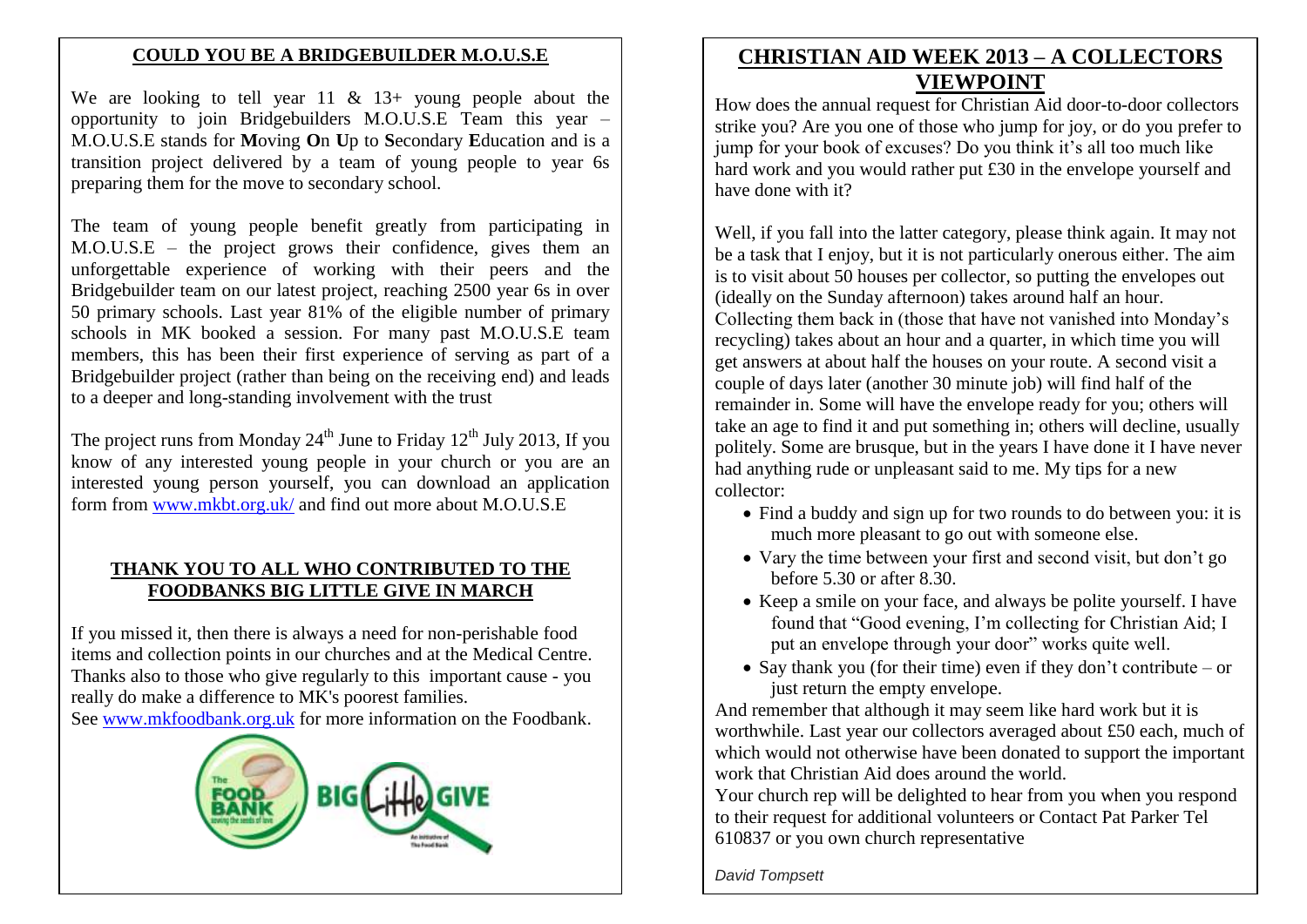## COULD YOU BE A BRIDGEBUILDER M.O.U.S.E

We are looking to tell year 11 & 13+ young people about the opportunity to join Bridgebuilders M.O.U.S.E Team this year – M.O.U.S.E stands for **M**oving **O**n **U**p to **S**econdary **E**ducation and is a transition project delivered by a team of young people to year 6s preparing them for the move to secondary school.

The team of young people benefit greatly from participating in M.O.U.S.E – the project grows their confidence, gives them an unforgettable experience of working with their peers and the Bridgebuilder team on our latest project, reaching 2500 year 6s in over 50 primary schools. Last year 81% of the eligible number of primary schools in MK booked a session. For many past M.O.U.S.E team members, this has been their first experience of serving as part of a Bridgebuilder project (rather than being on the receiving end) and leads to a deeper and long-standing involvement with the trust

The project runs from Monday 24th June to Friday 12th July 2013, If you know of any interested young people in your church or you are an interested young person yourself, you can download an application form from www.mkbt.org.uk/ and find out more about M.O.U.S.E

## THANK YOU TO ALL WHO CONTRIBUTED TO THE FOODBANKS BIG LITTLE GIVE IN MARCH

If you missed it, then there is always a need for non-perishable food items and collection points in our churches and at the Medical Centre. Thanks also to those who give regularly to this important cause - you really do make a difference to MK's poorest families.
See www.mkfoodbank.org.uk for more information on the Foodbank.

## CHRISTIAN AID WEEK 2013 – A COLLECTORS VIEWPOINT

How does the annual request for Christian Aid door-to-door collectors strike you? Are you one of those who jump for joy, or do you prefer to jump for your book of excuses? Do you think it's all too much like hard work and you would rather put £30 in the envelope yourself and have done with it?

Well, if you fall into the latter category, please think again. It may not be a task that I enjoy, but it is not particularly onerous either. The aim is to visit about 50 houses per collector, so putting the envelopes out (ideally on the Sunday afternoon) takes around half an hour. Collecting them back in (those that have not vanished into Monday's recycling) takes about an hour and a quarter, in which time you will get answers at about half the houses on your route. A second visit a couple of days later (another 30 minute job) will find half of the remainder in. Some will have the envelope ready for you; others will take an age to find it and put something in; others will decline, usually politely. Some are brusque, but in the years I have done it I have never had anything rude or unpleasant said to me. My tips for a new collector:

- Find a buddy and sign up for two rounds to do between you: it is much more pleasant to go out with someone else.
- Vary the time between your first and second visit, but don't go before 5.30 or after 8.30.
- Keep a smile on your face, and always be polite yourself. I have found that "Good evening, I'm collecting for Christian Aid; I put an envelope through your door" works quite well.
- Say thank you (for their time) even if they don't contribute – or just return the empty envelope.

And remember that although it may seem like hard work but it is worthwhile. Last year our collectors averaged about £50 each, much of which would not otherwise have been donated to support the important work that Christian Aid does around the world.
Your church rep will be delighted to hear from you when you respond to their request for additional volunteers or Contact Pat Parker Tel 610837 or you own church representative

*David Tompsett*